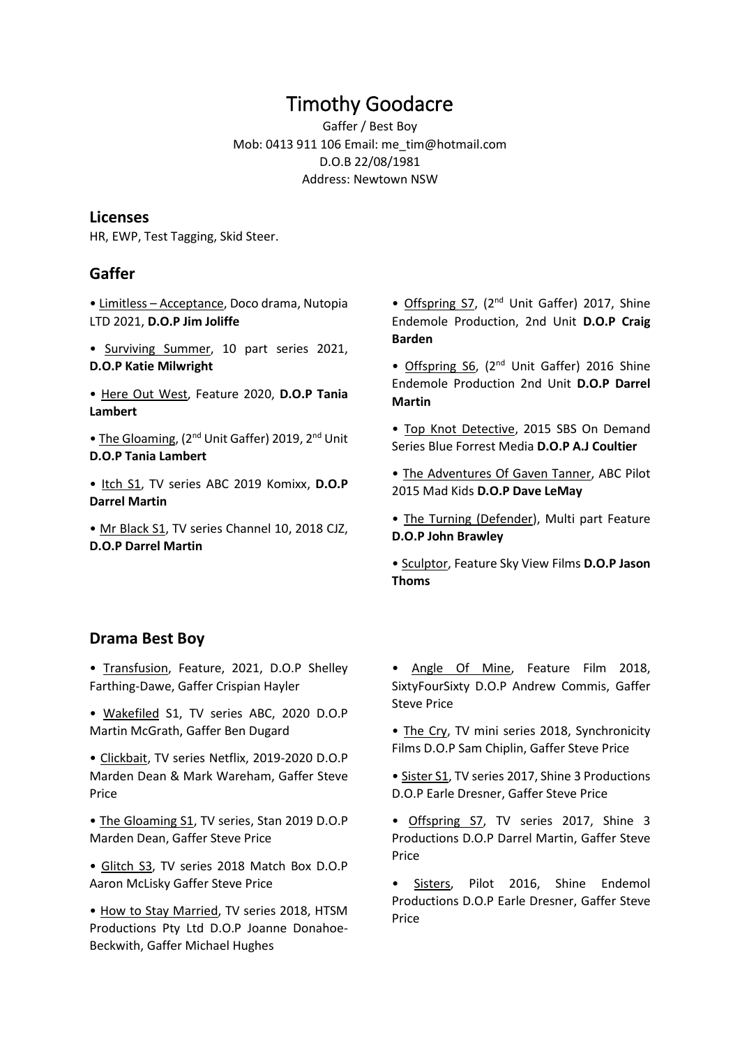# Timothy Goodacre

Gaffer / Best Boy
Mob: 0413 911 106 Email: me_tim@hotmail.com
D.O.B 22/08/1981
Address: Newtown NSW

## Licenses

HR, EWP, Test Tagging, Skid Steer.

## Gaffer

- Limitless – Acceptance, Doco drama, Nutopia LTD 2021, **D.O.P Jim Joliffe**
- Surviving Summer, 10 part series 2021, **D.O.P Katie Milwright**
- Here Out West, Feature 2020, **D.O.P Tania Lambert**
- The Gloaming, (2nd Unit Gaffer) 2019, 2nd Unit **D.O.P Tania Lambert**
- Itch S1, TV series ABC 2019 Komixx, **D.O.P Darrel Martin**
- Mr Black S1, TV series Channel 10, 2018 CJZ, **D.O.P Darrel Martin**
- Offspring S7, (2nd Unit Gaffer) 2017, Shine Endemole Production, 2nd Unit **D.O.P Craig Barden**
- Offspring S6, (2nd Unit Gaffer) 2016 Shine Endemole Production 2nd Unit **D.O.P Darrel Martin**
- Top Knot Detective, 2015 SBS On Demand Series Blue Forrest Media **D.O.P A.J Coultier**
- The Adventures Of Gaven Tanner, ABC Pilot 2015 Mad Kids **D.O.P Dave LeMay**
- The Turning (Defender), Multi part Feature **D.O.P John Brawley**
- Sculptor, Feature Sky View Films **D.O.P Jason Thoms**

## Drama Best Boy

- Transfusion, Feature, 2021, D.O.P Shelley Farthing-Dawe, Gaffer Crispian Hayler
- Wakefiled S1, TV series ABC, 2020 D.O.P Martin McGrath, Gaffer Ben Dugard
- Clickbait, TV series Netflix, 2019-2020 D.O.P Marden Dean & Mark Wareham, Gaffer Steve Price
- The Gloaming S1, TV series, Stan 2019 D.O.P Marden Dean, Gaffer Steve Price
- Glitch S3, TV series 2018 Match Box D.O.P Aaron McLisky Gaffer Steve Price
- How to Stay Married, TV series 2018, HTSM Productions Pty Ltd D.O.P Joanne Donahoe-Beckwith, Gaffer Michael Hughes
- Angle Of Mine, Feature Film 2018, SixtyFourSixty D.O.P Andrew Commis, Gaffer Steve Price
- The Cry, TV mini series 2018, Synchronicity Films D.O.P Sam Chiplin, Gaffer Steve Price
- Sister S1, TV series 2017, Shine 3 Productions D.O.P Earle Dresner, Gaffer Steve Price
- Offspring S7, TV series 2017, Shine 3 Productions D.O.P Darrel Martin, Gaffer Steve Price
- Sisters, Pilot 2016, Shine Endemol Productions D.O.P Earle Dresner, Gaffer Steve Price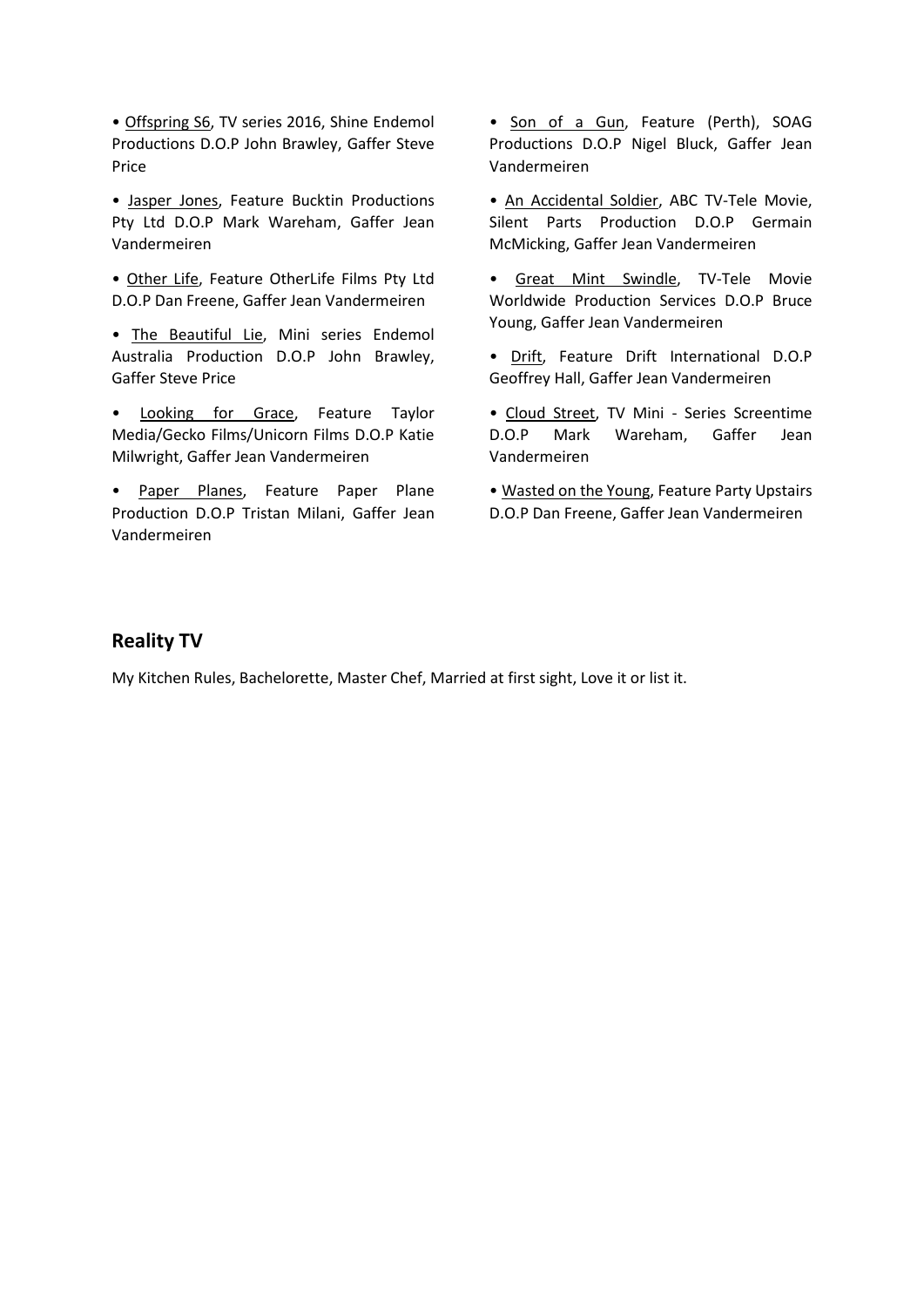- Offspring S6, TV series 2016, Shine Endemol Productions D.O.P John Brawley, Gaffer Steve Price
- Jasper Jones, Feature Bucktin Productions Pty Ltd D.O.P Mark Wareham, Gaffer Jean Vandermeiren
- Other Life, Feature OtherLife Films Pty Ltd D.O.P Dan Freene, Gaffer Jean Vandermeiren
- The Beautiful Lie, Mini series Endemol Australia Production D.O.P John Brawley, Gaffer Steve Price
- Looking for Grace, Feature Taylor Media/Gecko Films/Unicorn Films D.O.P Katie Milwright, Gaffer Jean Vandermeiren
- Paper Planes, Feature Paper Plane Production D.O.P Tristan Milani, Gaffer Jean Vandermeiren
- Son of a Gun, Feature (Perth), SOAG Productions D.O.P Nigel Bluck, Gaffer Jean Vandermeiren
- An Accidental Soldier, ABC TV-Tele Movie, Silent Parts Production D.O.P Germain McMicking, Gaffer Jean Vandermeiren
- Great Mint Swindle, TV-Tele Movie Worldwide Production Services D.O.P Bruce Young, Gaffer Jean Vandermeiren
- Drift, Feature Drift International D.O.P Geoffrey Hall, Gaffer Jean Vandermeiren
- Cloud Street, TV Mini - Series Screentime D.O.P Mark Wareham, Gaffer Jean Vandermeiren
- Wasted on the Young, Feature Party Upstairs D.O.P Dan Freene, Gaffer Jean Vandermeiren

## Reality TV

My Kitchen Rules, Bachelorette, Master Chef, Married at first sight, Love it or list it.